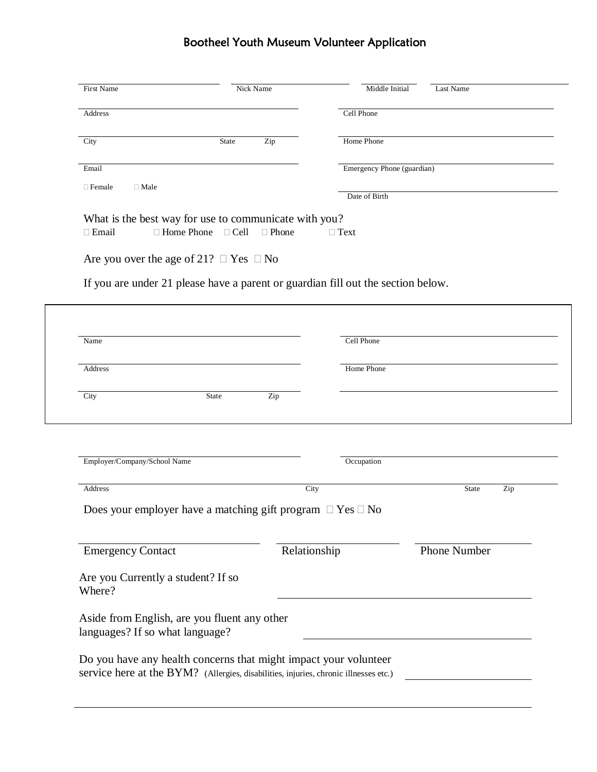# Bootheel Youth Museum Volunteer Application

First Name \_\_\_\_\_\_\_\_ Nick Name \_\_\_\_\_\_\_\_ Middle Initial \_\_\_\_ Last Name \_\_\_\_\_\_\_\_

Address \_\_\_\_\_\_\_\_ Cell Phone \_\_\_\_\_\_\_\_

City \_\_\_\_\_\_\_\_ State \_\_\_\_ Zip \_\_\_\_ Home Phone \_\_\_\_\_\_\_\_

Email \_\_\_\_\_\_\_\_ Emergency Phone (guardian) \_\_\_\_\_\_\_\_

☐ Female ☐ Male

Date of Birth \_\_\_\_\_\_\_\_

What is the best way for use to communicate with you?

☐ Email ☐ Home Phone ☐ Cell ☐ Phone ☐ Text

Are you over the age of 21? ☐ Yes ☐ No

If you are under 21 please have a parent or guardian fill out the section below.

Name \_\_\_\_\_\_\_\_ Cell Phone \_\_\_\_\_\_\_\_

Address \_\_\_\_\_\_\_\_ Home Phone \_\_\_\_\_\_\_\_

City \_\_\_\_\_\_\_\_ State \_\_\_\_ Zip \_\_\_\_

Employer/Company/School Name \_\_\_\_\_\_\_\_ Occupation \_\_\_\_\_\_\_\_

Address \_\_\_\_\_\_\_\_ City \_\_\_\_\_\_\_\_ State \_\_\_\_ Zip \_\_\_\_

Does your employer have a matching gift program ☐ Yes ☐ No

Emergency Contact \_\_\_\_\_\_\_\_ Relationship \_\_\_\_\_\_\_\_ Phone Number \_\_\_\_\_\_\_\_

Are you Currently a student? If so Where? \_\_\_\_\_\_\_\_

Aside from English, are you fluent any other languages? If so what language? \_\_\_\_\_\_\_\_

Do you have any health concerns that might impact your volunteer service here at the BYM? (Allergies, disabilities, injuries, chronic illnesses etc.) \_\_\_\_\_\_\_\_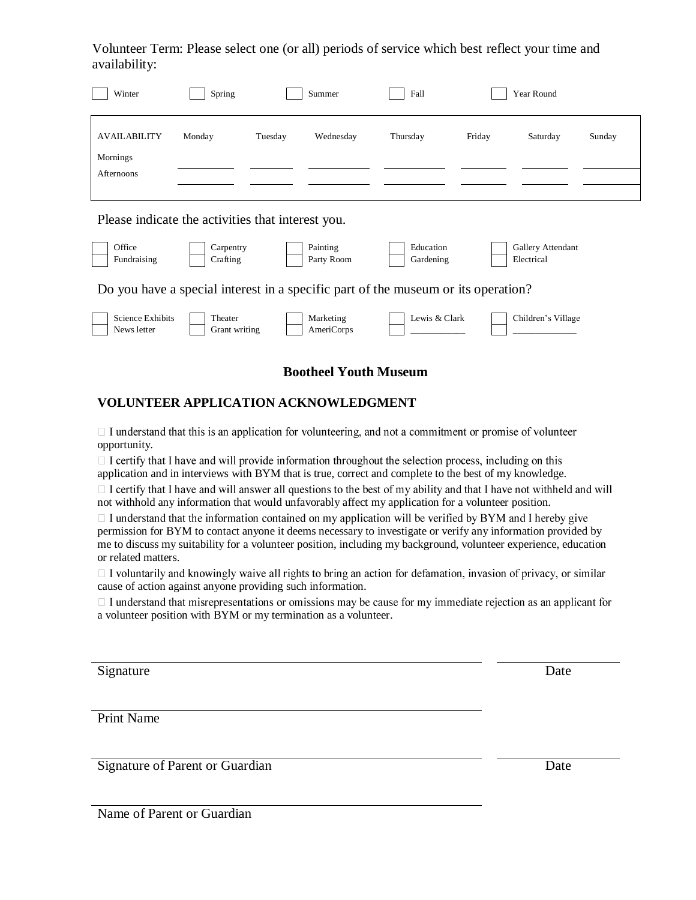Volunteer Term: Please select one (or all) periods of service which best reflect your time and availability:

☐ Winter ☐ Spring ☐ Summer ☐ Fall ☐ Year Round

| AVAILABILITY | Monday | Tuesday | Wednesday | Thursday | Friday | Saturday | Sunday |
|---|---|---|---|---|---|---|---|
| Mornings | | | | | | | |
| Afternoons | | | | | | | |

Please indicate the activities that interest you.

☐ Office ☐ Carpentry ☐ Painting ☐ Education ☐ Gallery Attendant
☐ Fundraising ☐ Crafting ☐ Party Room ☐ Gardening ☐ Electrical

Do you have a special interest in a specific part of the museum or its operation?

☐ Science Exhibits ☐ Theater ☐ Marketing ☐ Lewis & Clark ☐ Children's Village
☐ News letter ☐ Grant writing ☐ AmeriCorps ☐ ___________ ☐ _____________

## Bootheel Youth Museum

### VOLUNTEER APPLICATION ACKNOWLEDGMENT

☐ I understand that this is an application for volunteering, and not a commitment or promise of volunteer opportunity.

☐ I certify that I have and will provide information throughout the selection process, including on this application and in interviews with BYM that is true, correct and complete to the best of my knowledge.

☐ I certify that I have and will answer all questions to the best of my ability and that I have not withheld and will not withhold any information that would unfavorably affect my application for a volunteer position.

☐ I understand that the information contained on my application will be verified by BYM and I hereby give permission for BYM to contact anyone it deems necessary to investigate or verify any information provided by me to discuss my suitability for a volunteer position, including my background, volunteer experience, education or related matters.

☐ I voluntarily and knowingly waive all rights to bring an action for defamation, invasion of privacy, or similar cause of action against anyone providing such information.

☐ I understand that misrepresentations or omissions may be cause for my immediate rejection as an applicant for a volunteer position with BYM or my termination as a volunteer.

_______________________________________________ ______________
Signature Date

_______________________________________________
Print Name

_______________________________________________ ______________
Signature of Parent or Guardian Date

_______________________________________________
Name of Parent or Guardian